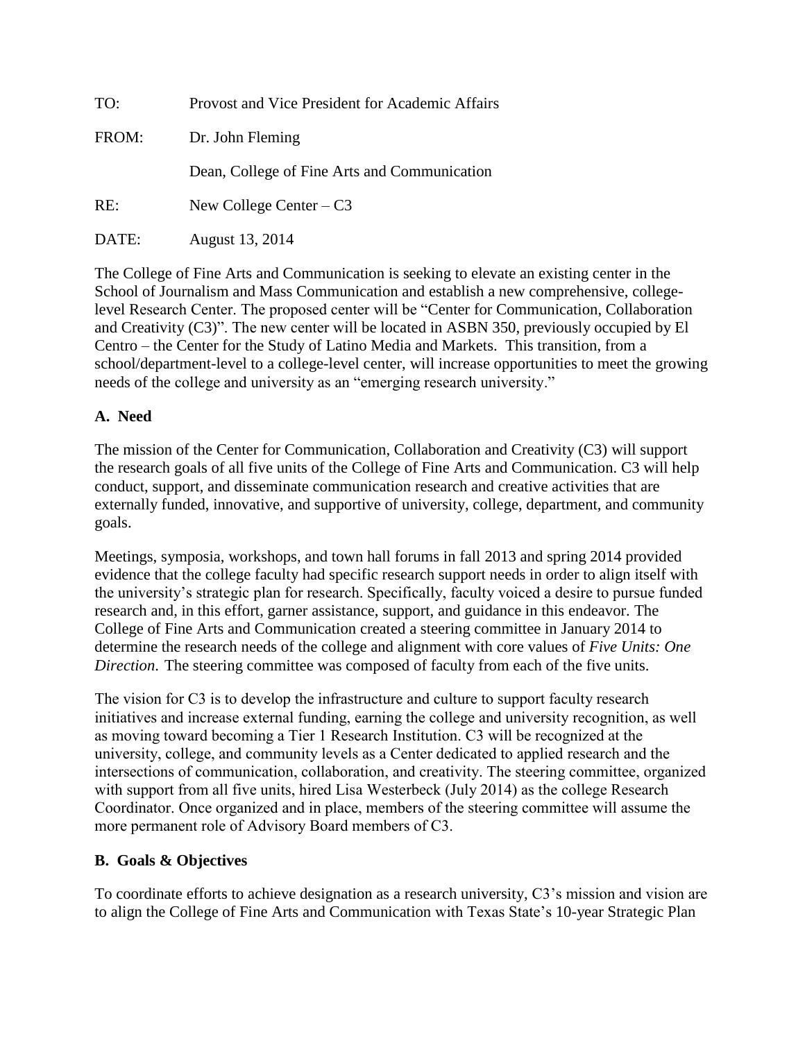TO: Provost and Vice President for Academic Affairs

FROM: Dr. John Fleming

Dean, College of Fine Arts and Communication

RE: New College Center – C3

DATE: August 13, 2014

The College of Fine Arts and Communication is seeking to elevate an existing center in the School of Journalism and Mass Communication and establish a new comprehensive, college-level Research Center. The proposed center will be "Center for Communication, Collaboration and Creativity (C3)". The new center will be located in ASBN 350, previously occupied by El Centro – the Center for the Study of Latino Media and Markets. This transition, from a school/department-level to a college-level center, will increase opportunities to meet the growing needs of the college and university as an "emerging research university."

## A. Need

The mission of the Center for Communication, Collaboration and Creativity (C3) will support the research goals of all five units of the College of Fine Arts and Communication. C3 will help conduct, support, and disseminate communication research and creative activities that are externally funded, innovative, and supportive of university, college, department, and community goals.

Meetings, symposia, workshops, and town hall forums in fall 2013 and spring 2014 provided evidence that the college faculty had specific research support needs in order to align itself with the university's strategic plan for research. Specifically, faculty voiced a desire to pursue funded research and, in this effort, garner assistance, support, and guidance in this endeavor. The College of Fine Arts and Communication created a steering committee in January 2014 to determine the research needs of the college and alignment with core values of *Five Units: One Direction.* The steering committee was composed of faculty from each of the five units.

The vision for C3 is to develop the infrastructure and culture to support faculty research initiatives and increase external funding, earning the college and university recognition, as well as moving toward becoming a Tier 1 Research Institution. C3 will be recognized at the university, college, and community levels as a Center dedicated to applied research and the intersections of communication, collaboration, and creativity. The steering committee, organized with support from all five units, hired Lisa Westerbeck (July 2014) as the college Research Coordinator. Once organized and in place, members of the steering committee will assume the more permanent role of Advisory Board members of C3.

## B. Goals & Objectives

To coordinate efforts to achieve designation as a research university, C3's mission and vision are to align the College of Fine Arts and Communication with Texas State's 10-year Strategic Plan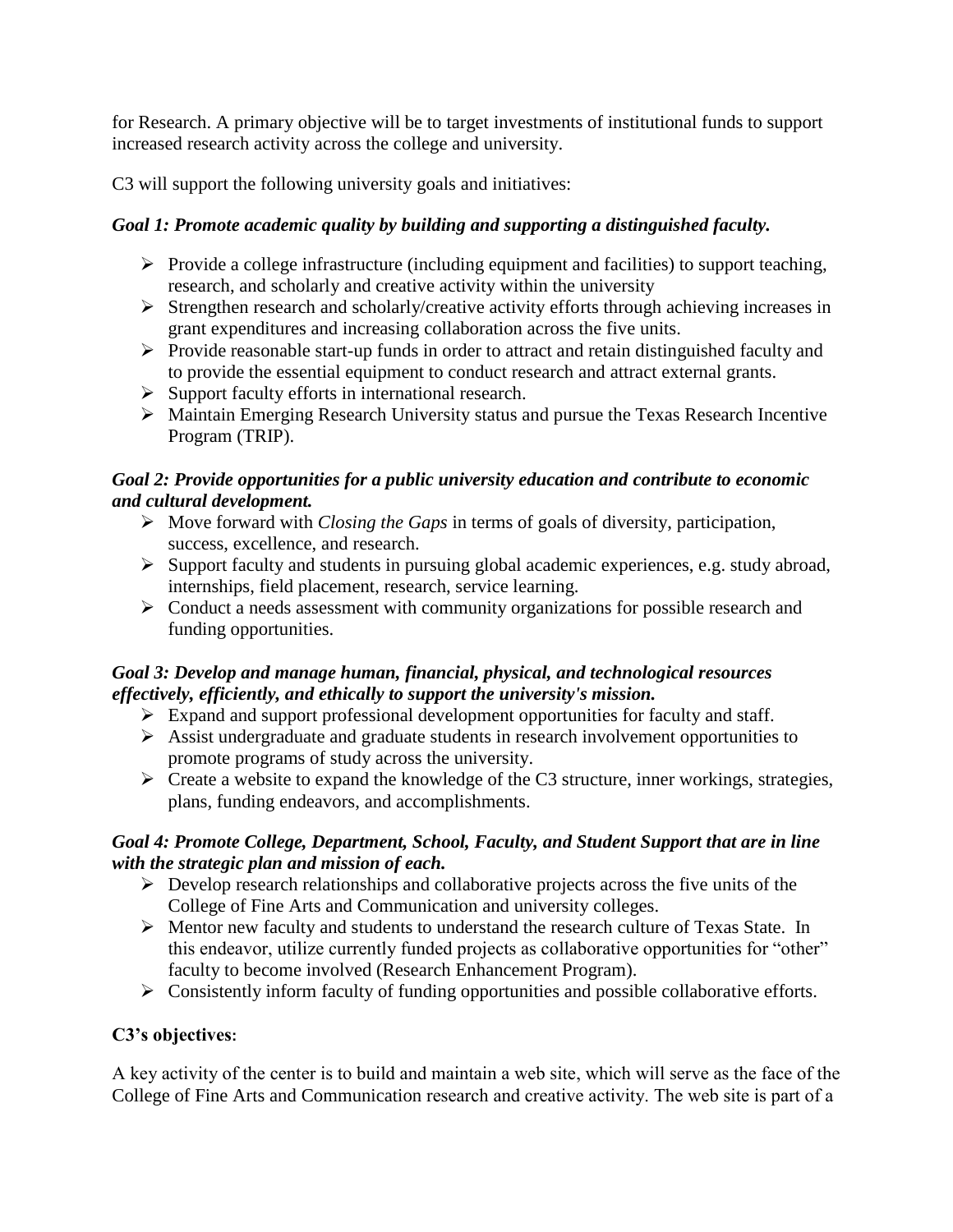for Research. A primary objective will be to target investments of institutional funds to support increased research activity across the college and university.

C3 will support the following university goals and initiatives:

***Goal 1: Promote academic quality by building and supporting a distinguished faculty.***

- Provide a college infrastructure (including equipment and facilities) to support teaching, research, and scholarly and creative activity within the university
- Strengthen research and scholarly/creative activity efforts through achieving increases in grant expenditures and increasing collaboration across the five units.
- Provide reasonable start-up funds in order to attract and retain distinguished faculty and to provide the essential equipment to conduct research and attract external grants.
- Support faculty efforts in international research.
- Maintain Emerging Research University status and pursue the Texas Research Incentive Program (TRIP).

***Goal 2: Provide opportunities for a public university education and contribute to economic and cultural development.***

- Move forward with *Closing the Gaps* in terms of goals of diversity, participation, success, excellence, and research.
- Support faculty and students in pursuing global academic experiences, e.g. study abroad, internships, field placement, research, service learning.
- Conduct a needs assessment with community organizations for possible research and funding opportunities.

***Goal 3: Develop and manage human, financial, physical, and technological resources effectively, efficiently, and ethically to support the university's mission.***

- Expand and support professional development opportunities for faculty and staff.
- Assist undergraduate and graduate students in research involvement opportunities to promote programs of study across the university.
- Create a website to expand the knowledge of the C3 structure, inner workings, strategies, plans, funding endeavors, and accomplishments.

***Goal 4: Promote College, Department, School, Faculty, and Student Support that are in line with the strategic plan and mission of each.***

- Develop research relationships and collaborative projects across the five units of the College of Fine Arts and Communication and university colleges.
- Mentor new faculty and students to understand the research culture of Texas State. In this endeavor, utilize currently funded projects as collaborative opportunities for "other" faculty to become involved (Research Enhancement Program).
- Consistently inform faculty of funding opportunities and possible collaborative efforts.

**C3's objectives:**

A key activity of the center is to build and maintain a web site, which will serve as the face of the College of Fine Arts and Communication research and creative activity. The web site is part of a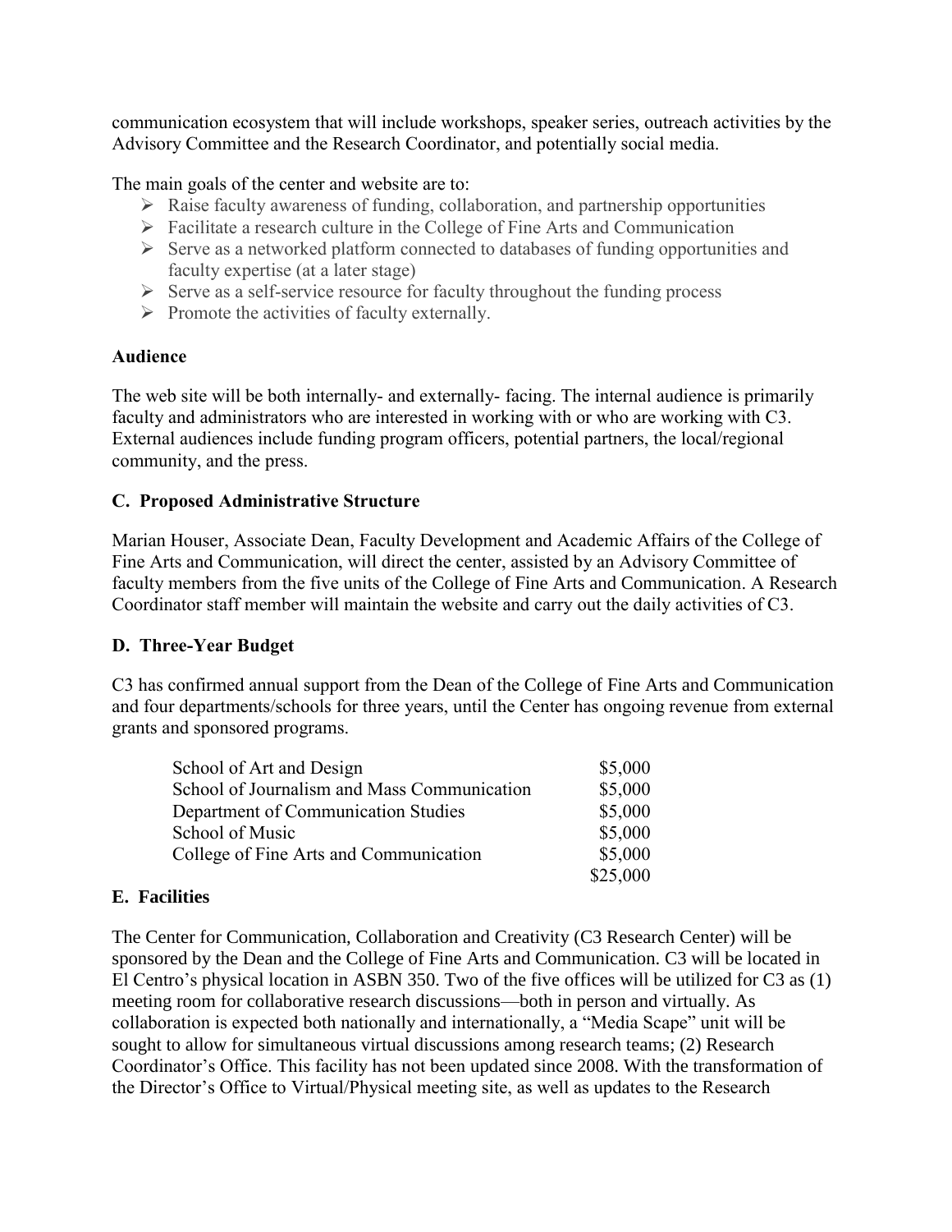communication ecosystem that will include workshops, speaker series, outreach activities by the Advisory Committee and the Research Coordinator, and potentially social media.

The main goals of the center and website are to:

- Raise faculty awareness of funding, collaboration, and partnership opportunities
- Facilitate a research culture in the College of Fine Arts and Communication
- Serve as a networked platform connected to databases of funding opportunities and faculty expertise (at a later stage)
- Serve as a self-service resource for faculty throughout the funding process
- Promote the activities of faculty externally.

**Audience**

The web site will be both internally- and externally- facing. The internal audience is primarily faculty and administrators who are interested in working with or who are working with C3. External audiences include funding program officers, potential partners, the local/regional community, and the press.

## C. Proposed Administrative Structure

Marian Houser, Associate Dean, Faculty Development and Academic Affairs of the College of Fine Arts and Communication, will direct the center, assisted by an Advisory Committee of faculty members from the five units of the College of Fine Arts and Communication. A Research Coordinator staff member will maintain the website and carry out the daily activities of C3.

## D. Three-Year Budget

C3 has confirmed annual support from the Dean of the College of Fine Arts and Communication and four departments/schools for three years, until the Center has ongoing revenue from external grants and sponsored programs.

| | |
|---|---|
| School of Art and Design | \$5,000 |
| School of Journalism and Mass Communication | \$5,000 |
| Department of Communication Studies | \$5,000 |
| School of Music | \$5,000 |
| College of Fine Arts and Communication | \$5,000 |
| | \$25,000 |

## E. Facilities

The Center for Communication, Collaboration and Creativity (C3 Research Center) will be sponsored by the Dean and the College of Fine Arts and Communication. C3 will be located in El Centro's physical location in ASBN 350. Two of the five offices will be utilized for C3 as (1) meeting room for collaborative research discussions—both in person and virtually. As collaboration is expected both nationally and internationally, a "Media Scape" unit will be sought to allow for simultaneous virtual discussions among research teams; (2) Research Coordinator's Office. This facility has not been updated since 2008. With the transformation of the Director's Office to Virtual/Physical meeting site, as well as updates to the Research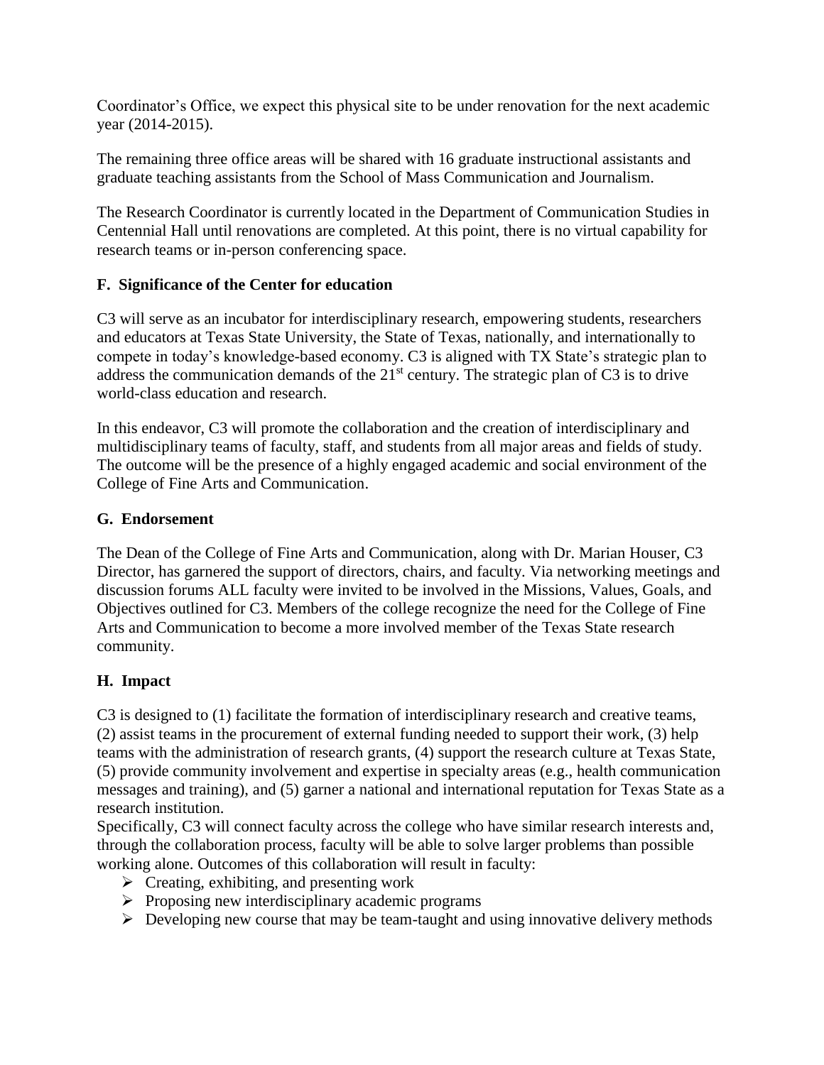Coordinator's Office, we expect this physical site to be under renovation for the next academic year (2014-2015).

The remaining three office areas will be shared with 16 graduate instructional assistants and graduate teaching assistants from the School of Mass Communication and Journalism.

The Research Coordinator is currently located in the Department of Communication Studies in Centennial Hall until renovations are completed. At this point, there is no virtual capability for research teams or in-person conferencing space.

### F. Significance of the Center for education

C3 will serve as an incubator for interdisciplinary research, empowering students, researchers and educators at Texas State University, the State of Texas, nationally, and internationally to compete in today's knowledge-based economy. C3 is aligned with TX State's strategic plan to address the communication demands of the 21st century. The strategic plan of C3 is to drive world-class education and research.

In this endeavor, C3 will promote the collaboration and the creation of interdisciplinary and multidisciplinary teams of faculty, staff, and students from all major areas and fields of study. The outcome will be the presence of a highly engaged academic and social environment of the College of Fine Arts and Communication.

### G. Endorsement

The Dean of the College of Fine Arts and Communication, along with Dr. Marian Houser, C3 Director, has garnered the support of directors, chairs, and faculty. Via networking meetings and discussion forums ALL faculty were invited to be involved in the Missions, Values, Goals, and Objectives outlined for C3. Members of the college recognize the need for the College of Fine Arts and Communication to become a more involved member of the Texas State research community.

### H. Impact

C3 is designed to (1) facilitate the formation of interdisciplinary research and creative teams, (2) assist teams in the procurement of external funding needed to support their work, (3) help teams with the administration of research grants, (4) support the research culture at Texas State, (5) provide community involvement and expertise in specialty areas (e.g., health communication messages and training), and (5) garner a national and international reputation for Texas State as a research institution.
Specifically, C3 will connect faculty across the college who have similar research interests and, through the collaboration process, faculty will be able to solve larger problems than possible working alone. Outcomes of this collaboration will result in faculty:

- Creating, exhibiting, and presenting work
- Proposing new interdisciplinary academic programs
- Developing new course that may be team-taught and using innovative delivery methods